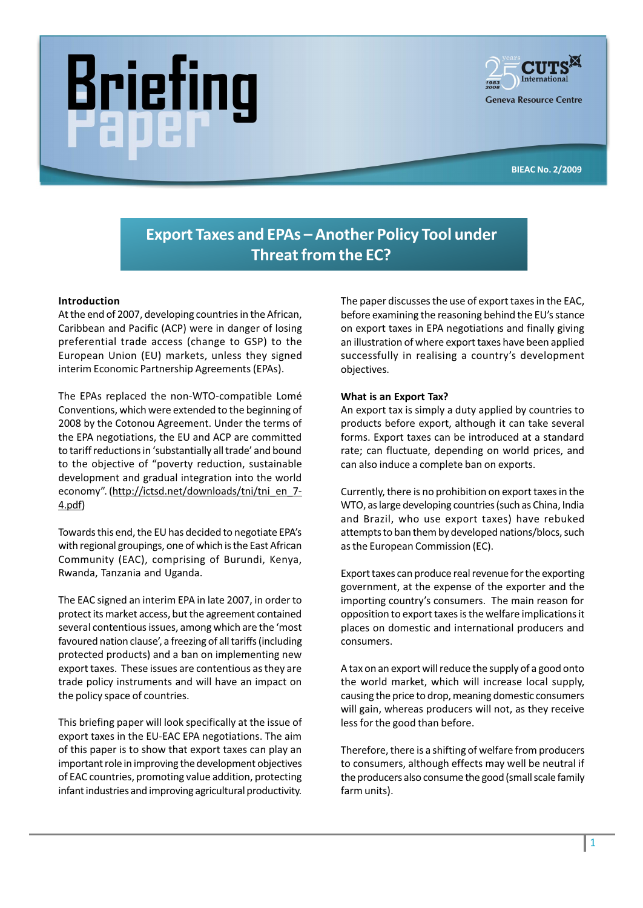# Briefing Paper

CUTS International

Geneva Resource Centre

BIEAC No. 2/2009

## Export Taxes and EPAs – Another Policy Tool under Threat from the EC?

### Introduction

At the end of 2007, developing countries in the African, Caribbean and Pacific (ACP) were in danger of losing preferential trade access (change to GSP) to the European Union (EU) markets, unless they signed interim Economic Partnership Agreements (EPAs).

The EPAs replaced the non-WTO-compatible Lomé Conventions, which were extended to the beginning of 2008 by the Cotonou Agreement. Under the terms of the EPA negotiations, the EU and ACP are committed to tariff reductions in 'substantially all trade' and bound to the objective of "poverty reduction, sustainable development and gradual integration into the world economy". (http://ictsd.net/downloads/tni/tni_en_7-4.pdf)

Towards this end, the EU has decided to negotiate EPA's with regional groupings, one of which is the East African Community (EAC), comprising of Burundi, Kenya, Rwanda, Tanzania and Uganda.

The EAC signed an interim EPA in late 2007, in order to protect its market access, but the agreement contained several contentious issues, among which are the 'most favoured nation clause', a freezing of all tariffs (including protected products) and a ban on implementing new export taxes. These issues are contentious as they are trade policy instruments and will have an impact on the policy space of countries.

This briefing paper will look specifically at the issue of export taxes in the EU-EAC EPA negotiations. The aim of this paper is to show that export taxes can play an important role in improving the development objectives of EAC countries, promoting value addition, protecting infant industries and improving agricultural productivity.

The paper discusses the use of export taxes in the EAC, before examining the reasoning behind the EU's stance on export taxes in EPA negotiations and finally giving an illustration of where export taxes have been applied successfully in realising a country's development objectives.

### What is an Export Tax?

An export tax is simply a duty applied by countries to products before export, although it can take several forms. Export taxes can be introduced at a standard rate; can fluctuate, depending on world prices, and can also induce a complete ban on exports.

Currently, there is no prohibition on export taxes in the WTO, as large developing countries (such as China, India and Brazil, who use export taxes) have rebuked attempts to ban them by developed nations/blocs, such as the European Commission (EC).

Export taxes can produce real revenue for the exporting government, at the expense of the exporter and the importing country's consumers. The main reason for opposition to export taxes is the welfare implications it places on domestic and international producers and consumers.

A tax on an export will reduce the supply of a good onto the world market, which will increase local supply, causing the price to drop, meaning domestic consumers will gain, whereas producers will not, as they receive less for the good than before.

Therefore, there is a shifting of welfare from producers to consumers, although effects may well be neutral if the producers also consume the good (small scale family farm units).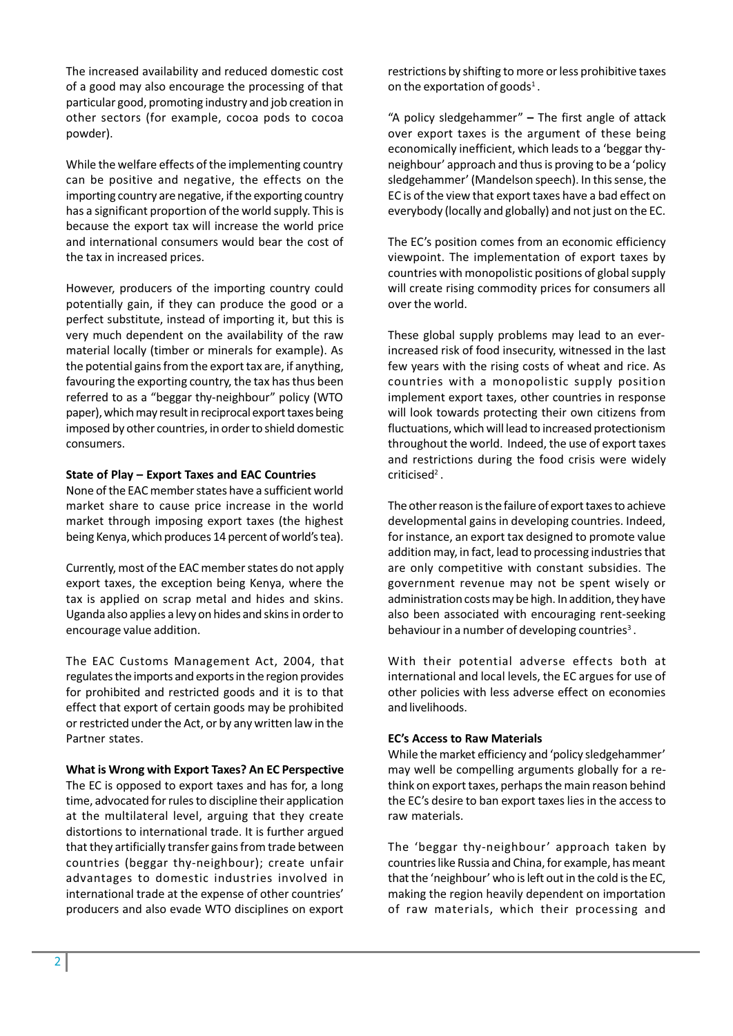The increased availability and reduced domestic cost of a good may also encourage the processing of that particular good, promoting industry and job creation in other sectors (for example, cocoa pods to cocoa powder).

While the welfare effects of the implementing country can be positive and negative, the effects on the importing country are negative, if the exporting country has a significant proportion of the world supply. This is because the export tax will increase the world price and international consumers would bear the cost of the tax in increased prices.

However, producers of the importing country could potentially gain, if they can produce the good or a perfect substitute, instead of importing it, but this is very much dependent on the availability of the raw material locally (timber or minerals for example). As the potential gains from the export tax are, if anything, favouring the exporting country, the tax has thus been referred to as a "beggar thy-neighbour" policy (WTO paper), which may result in reciprocal export taxes being imposed by other countries, in order to shield domestic consumers.

**State of Play – Export Taxes and EAC Countries**

None of the EAC member states have a sufficient world market share to cause price increase in the world market through imposing export taxes (the highest being Kenya, which produces 14 percent of world's tea).

Currently, most of the EAC member states do not apply export taxes, the exception being Kenya, where the tax is applied on scrap metal and hides and skins. Uganda also applies a levy on hides and skins in order to encourage value addition.

The EAC Customs Management Act, 2004, that regulates the imports and exports in the region provides for prohibited and restricted goods and it is to that effect that export of certain goods may be prohibited or restricted under the Act, or by any written law in the Partner states.

**What is Wrong with Export Taxes? An EC Perspective**

The EC is opposed to export taxes and has for, a long time, advocated for rules to discipline their application at the multilateral level, arguing that they create distortions to international trade. It is further argued that they artificially transfer gains from trade between countries (beggar thy-neighbour); create unfair advantages to domestic industries involved in international trade at the expense of other countries' producers and also evade WTO disciplines on export restrictions by shifting to more or less prohibitive taxes on the exportation of goods[1].

"A policy sledgehammer" **–** The first angle of attack over export taxes is the argument of these being economically inefficient, which leads to a 'beggar thy-neighbour' approach and thus is proving to be a 'policy sledgehammer' (Mandelson speech). In this sense, the EC is of the view that export taxes have a bad effect on everybody (locally and globally) and not just on the EC.

The EC's position comes from an economic efficiency viewpoint. The implementation of export taxes by countries with monopolistic positions of global supply will create rising commodity prices for consumers all over the world.

These global supply problems may lead to an ever-increased risk of food insecurity, witnessed in the last few years with the rising costs of wheat and rice. As countries with a monopolistic supply position implement export taxes, other countries in response will look towards protecting their own citizens from fluctuations, which will lead to increased protectionism throughout the world. Indeed, the use of export taxes and restrictions during the food crisis were widely criticised[2].

The other reason is the failure of export taxes to achieve developmental gains in developing countries. Indeed, for instance, an export tax designed to promote value addition may, in fact, lead to processing industries that are only competitive with constant subsidies. The government revenue may not be spent wisely or administration costs may be high. In addition, they have also been associated with encouraging rent-seeking behaviour in a number of developing countries[3].

With their potential adverse effects both at international and local levels, the EC argues for use of other policies with less adverse effect on economies and livelihoods.

**EC's Access to Raw Materials**

While the market efficiency and 'policy sledgehammer' may well be compelling arguments globally for a re-think on export taxes, perhaps the main reason behind the EC's desire to ban export taxes lies in the access to raw materials.

The 'beggar thy-neighbour' approach taken by countries like Russia and China, for example, has meant that the 'neighbour' who is left out in the cold is the EC, making the region heavily dependent on importation of raw materials, which their processing and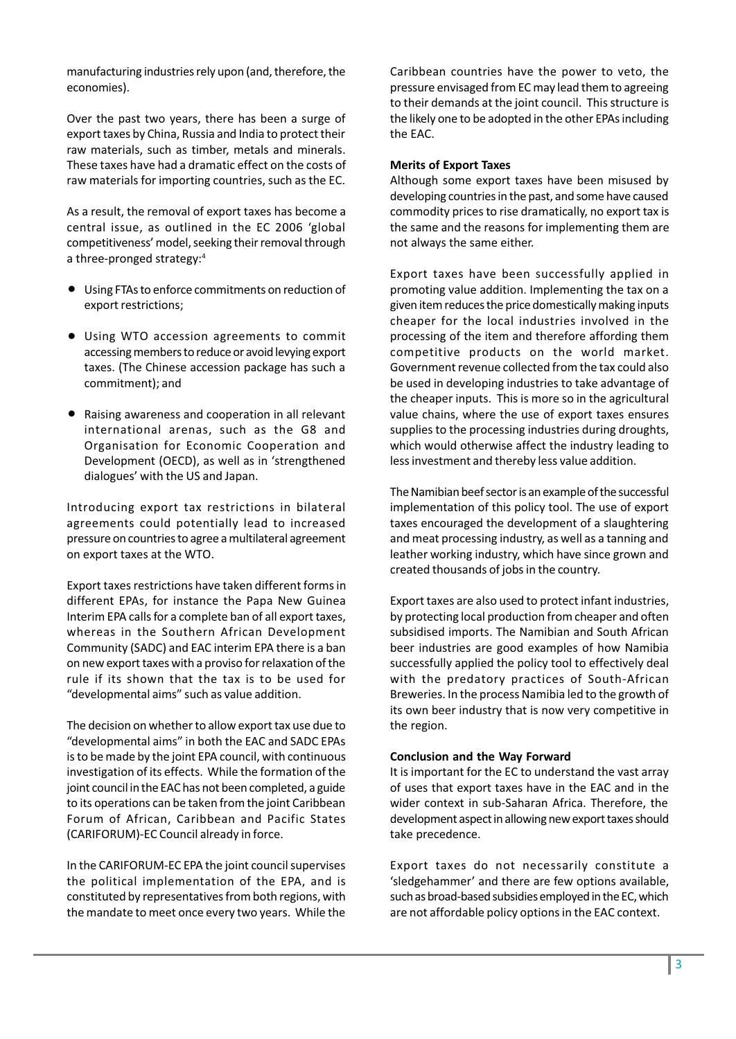manufacturing industries rely upon (and, therefore, the economies).

Over the past two years, there has been a surge of export taxes by China, Russia and India to protect their raw materials, such as timber, metals and minerals. These taxes have had a dramatic effect on the costs of raw materials for importing countries, such as the EC.

As a result, the removal of export taxes has become a central issue, as outlined in the EC 2006 'global competitiveness' model, seeking their removal through a three-pronged strategy:[4]

- Using FTAs to enforce commitments on reduction of export restrictions;
- Using WTO accession agreements to commit accessing members to reduce or avoid levying export taxes. (The Chinese accession package has such a commitment); and
- Raising awareness and cooperation in all relevant international arenas, such as the G8 and Organisation for Economic Cooperation and Development (OECD), as well as in 'strengthened dialogues' with the US and Japan.

Introducing export tax restrictions in bilateral agreements could potentially lead to increased pressure on countries to agree a multilateral agreement on export taxes at the WTO.

Export taxes restrictions have taken different forms in different EPAs, for instance the Papa New Guinea Interim EPA calls for a complete ban of all export taxes, whereas in the Southern African Development Community (SADC) and EAC interim EPA there is a ban on new export taxes with a proviso for relaxation of the rule if its shown that the tax is to be used for "developmental aims" such as value addition.

The decision on whether to allow export tax use due to "developmental aims" in both the EAC and SADC EPAs is to be made by the joint EPA council, with continuous investigation of its effects. While the formation of the joint council in the EAC has not been completed, a guide to its operations can be taken from the joint Caribbean Forum of African, Caribbean and Pacific States (CARIFORUM)-EC Council already in force.

In the CARIFORUM-EC EPA the joint council supervises the political implementation of the EPA, and is constituted by representatives from both regions, with the mandate to meet once every two years. While the Caribbean countries have the power to veto, the pressure envisaged from EC may lead them to agreeing to their demands at the joint council. This structure is the likely one to be adopted in the other EPAs including the EAC.

**Merits of Export Taxes**

Although some export taxes have been misused by developing countries in the past, and some have caused commodity prices to rise dramatically, no export tax is the same and the reasons for implementing them are not always the same either.

Export taxes have been successfully applied in promoting value addition. Implementing the tax on a given item reduces the price domestically making inputs cheaper for the local industries involved in the processing of the item and therefore affording them competitive products on the world market. Government revenue collected from the tax could also be used in developing industries to take advantage of the cheaper inputs. This is more so in the agricultural value chains, where the use of export taxes ensures supplies to the processing industries during droughts, which would otherwise affect the industry leading to less investment and thereby less value addition.

The Namibian beef sector is an example of the successful implementation of this policy tool. The use of export taxes encouraged the development of a slaughtering and meat processing industry, as well as a tanning and leather working industry, which have since grown and created thousands of jobs in the country.

Export taxes are also used to protect infant industries, by protecting local production from cheaper and often subsidised imports. The Namibian and South African beer industries are good examples of how Namibia successfully applied the policy tool to effectively deal with the predatory practices of South-African Breweries. In the process Namibia led to the growth of its own beer industry that is now very competitive in the region.

**Conclusion and the Way Forward**

It is important for the EC to understand the vast array of uses that export taxes have in the EAC and in the wider context in sub-Saharan Africa. Therefore, the development aspect in allowing new export taxes should take precedence.

Export taxes do not necessarily constitute a 'sledgehammer' and there are few options available, such as broad-based subsidies employed in the EC, which are not affordable policy options in the EAC context.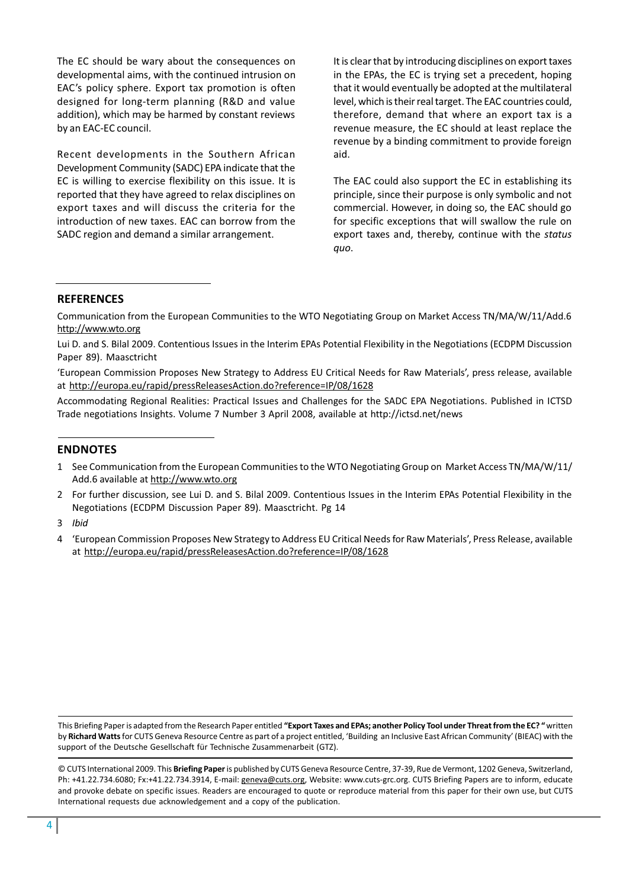The EC should be wary about the consequences on developmental aims, with the continued intrusion on EAC's policy sphere. Export tax promotion is often designed for long-term planning (R&D and value addition), which may be harmed by constant reviews by an EAC-EC council.

Recent developments in the Southern African Development Community (SADC) EPA indicate that the EC is willing to exercise flexibility on this issue. It is reported that they have agreed to relax disciplines on export taxes and will discuss the criteria for the introduction of new taxes. EAC can borrow from the SADC region and demand a similar arrangement.

It is clear that by introducing disciplines on export taxes in the EPAs, the EC is trying set a precedent, hoping that it would eventually be adopted at the multilateral level, which is their real target. The EAC countries could, therefore, demand that where an export tax is a revenue measure, the EC should at least replace the revenue by a binding commitment to provide foreign aid.

The EAC could also support the EC in establishing its principle, since their purpose is only symbolic and not commercial. However, in doing so, the EAC should go for specific exceptions that will swallow the rule on export taxes and, thereby, continue with the *status quo*.

## REFERENCES

Communication from the European Communities to the WTO Negotiating Group on Market Access TN/MA/W/11/Add.6 http://www.wto.org

Lui D. and S. Bilal 2009. Contentious Issues in the Interim EPAs Potential Flexibility in the Negotiations (ECDPM Discussion Paper 89). Maastricht

'European Commission Proposes New Strategy to Address EU Critical Needs for Raw Materials', press release, available at http://europa.eu/rapid/pressReleasesAction.do?reference=IP/08/1628

Accommodating Regional Realities: Practical Issues and Challenges for the SADC EPA Negotiations. Published in ICTSD Trade negotiations Insights. Volume 7 Number 3 April 2008, available at http://ictsd.net/news

## ENDNOTES

1 See Communication from the European Communities to the WTO Negotiating Group on Market Access TN/MA/W/11/Add.6 available at http://www.wto.org
2 For further discussion, see Lui D. and S. Bilal 2009. Contentious Issues in the Interim EPAs Potential Flexibility in the Negotiations (ECDPM Discussion Paper 89). Maastricht. Pg 14
3 *Ibid*
4 'European Commission Proposes New Strategy to Address EU Critical Needs for Raw Materials', Press Release, available at http://europa.eu/rapid/pressReleasesAction.do?reference=IP/08/1628

This Briefing Paper is adapted from the Research Paper entitled **"Export Taxes and EPAs; another Policy Tool under Threat from the EC? "** written by **Richard Watts** for CUTS Geneva Resource Centre as part of a project entitled, 'Building an Inclusive East African Community' (BIEAC) with the support of the Deutsche Gesellschaft für Technische Zusammenarbeit (GTZ).

© CUTS International 2009. This **Briefing Paper** is published by CUTS Geneva Resource Centre, 37-39, Rue de Vermont, 1202 Geneva, Switzerland, Ph: +41.22.734.6080; Fx:+41.22.734.3914, E-mail: geneva@cuts.org, Website: www.cuts-grc.org. CUTS Briefing Papers are to inform, educate and provoke debate on specific issues. Readers are encouraged to quote or reproduce material from this paper for their own use, but CUTS International requests due acknowledgement and a copy of the publication.